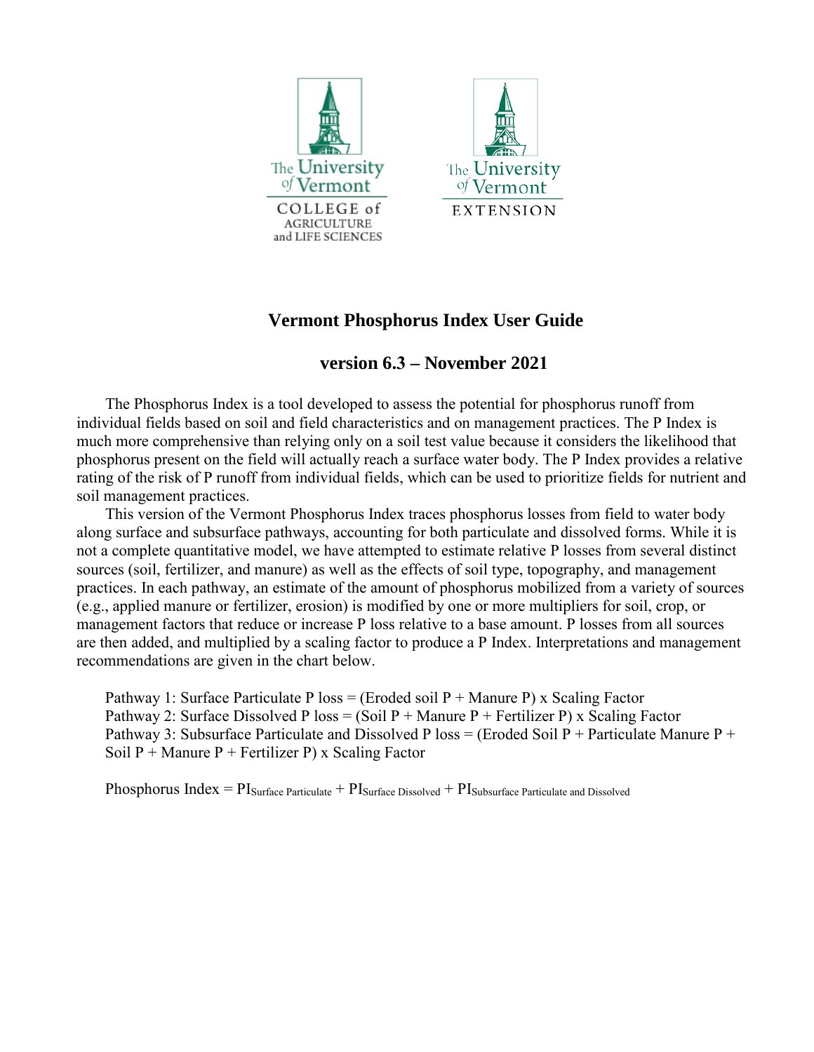The University of Vermont
COLLEGE of AGRICULTURE and LIFE SCIENCES

The University of Vermont
EXTENSION

# Vermont Phosphorus Index User Guide

## version 6.3 – November 2021

The Phosphorus Index is a tool developed to assess the potential for phosphorus runoff from individual fields based on soil and field characteristics and on management practices. The P Index is much more comprehensive than relying only on a soil test value because it considers the likelihood that phosphorus present on the field will actually reach a surface water body. The P Index provides a relative rating of the risk of P runoff from individual fields, which can be used to prioritize fields for nutrient and soil management practices.

This version of the Vermont Phosphorus Index traces phosphorus losses from field to water body along surface and subsurface pathways, accounting for both particulate and dissolved forms. While it is not a complete quantitative model, we have attempted to estimate relative P losses from several distinct sources (soil, fertilizer, and manure) as well as the effects of soil type, topography, and management practices. In each pathway, an estimate of the amount of phosphorus mobilized from a variety of sources (e.g., applied manure or fertilizer, erosion) is modified by one or more multipliers for soil, crop, or management factors that reduce or increase P loss relative to a base amount. P losses from all sources are then added, and multiplied by a scaling factor to produce a P Index. Interpretations and management recommendations are given in the chart below.

Pathway 1: Surface Particulate P loss = (Eroded soil P + Manure P) x Scaling Factor
Pathway 2: Surface Dissolved P loss = (Soil P + Manure P + Fertilizer P) x Scaling Factor
Pathway 3: Subsurface Particulate and Dissolved P loss = (Eroded Soil P + Particulate Manure P + Soil P + Manure P + Fertilizer P) x Scaling Factor

Phosphorus Index = $PI_{\text{Surface Particulate}} + PI_{\text{Surface Dissolved}} + PI_{\text{Subsurface Particulate and Dissolved}}$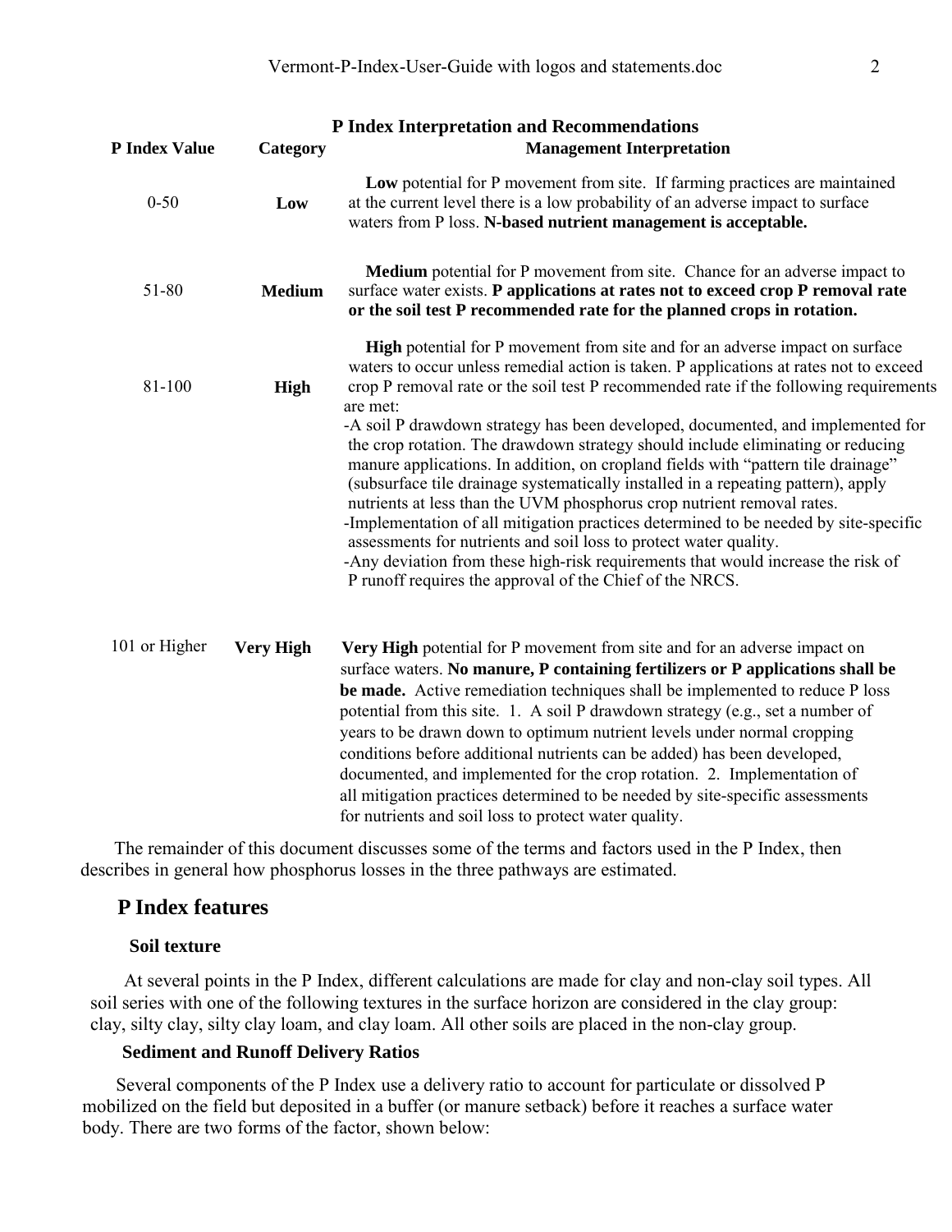### P Index Interpretation and Recommendations

| P Index Value | Category | Management Interpretation |
|---|---|---|
| 0-50 | **Low** | **Low** potential for P movement from site. If farming practices are maintained at the current level there is a low probability of an adverse impact to surface waters from P loss. **N-based nutrient management is acceptable.** |
| 51-80 | **Medium** | **Medium** potential for P movement from site. Chance for an adverse impact to surface water exists. **P applications at rates not to exceed crop P removal rate or the soil test P recommended rate for the planned crops in rotation.** |
| 81-100 | **High** | **High** potential for P movement from site and for an adverse impact on surface waters to occur unless remedial action is taken. P applications at rates not to exceed crop P removal rate or the soil test P recommended rate if the following requirements are met: -A soil P drawdown strategy has been developed, documented, and implemented for the crop rotation. The drawdown strategy should include eliminating or reducing manure applications. In addition, on cropland fields with "pattern tile drainage" (subsurface tile drainage systematically installed in a repeating pattern), apply nutrients at less than the UVM phosphorus crop nutrient removal rates. -Implementation of all mitigation practices determined to be needed by site-specific assessments for nutrients and soil loss to protect water quality. -Any deviation from these high-risk requirements that would increase the risk of P runoff requires the approval of the Chief of the NRCS. |
| 101 or Higher | **Very High** | **Very High** potential for P movement from site and for an adverse impact on surface waters. **No manure, P containing fertilizers or P applications shall be be made.** Active remediation techniques shall be implemented to reduce P loss potential from this site. 1. A soil P drawdown strategy (e.g., set a number of years to be drawn down to optimum nutrient levels under normal cropping conditions before additional nutrients can be added) has been developed, documented, and implemented for the crop rotation. 2. Implementation of all mitigation practices determined to be needed by site-specific assessments for nutrients and soil loss to protect water quality. |

The remainder of this document discusses some of the terms and factors used in the P Index, then describes in general how phosphorus losses in the three pathways are estimated.

## P Index features

### Soil texture

At several points in the P Index, different calculations are made for clay and non-clay soil types. All soil series with one of the following textures in the surface horizon are considered in the clay group: clay, silty clay, silty clay loam, and clay loam. All other soils are placed in the non-clay group.

### Sediment and Runoff Delivery Ratios

Several components of the P Index use a delivery ratio to account for particulate or dissolved P mobilized on the field but deposited in a buffer (or manure setback) before it reaches a surface water body. There are two forms of the factor, shown below: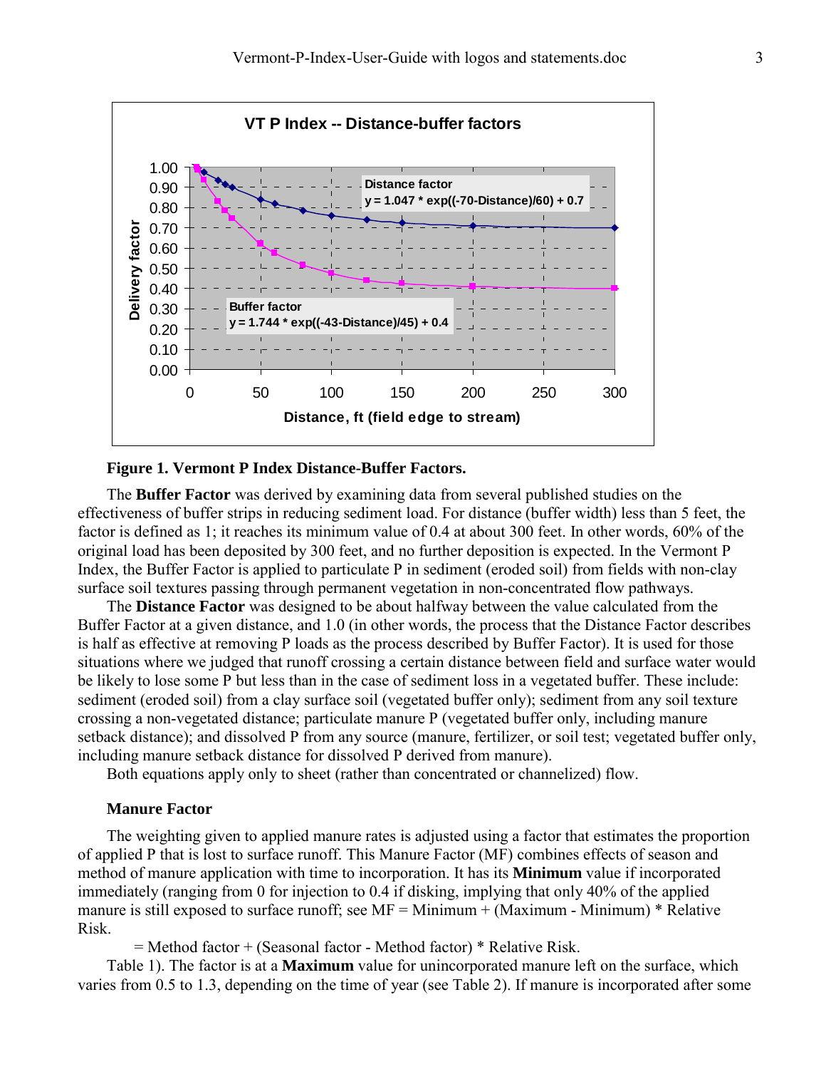**Figure 1. Vermont P Index Distance-Buffer Factors.**

The **Buffer Factor** was derived by examining data from several published studies on the effectiveness of buffer strips in reducing sediment load. For distance (buffer width) less than 5 feet, the factor is defined as 1; it reaches its minimum value of 0.4 at about 300 feet. In other words, 60% of the original load has been deposited by 300 feet, and no further deposition is expected. In the Vermont P Index, the Buffer Factor is applied to particulate P in sediment (eroded soil) from fields with non-clay surface soil textures passing through permanent vegetation in non-concentrated flow pathways.

The **Distance Factor** was designed to be about halfway between the value calculated from the Buffer Factor at a given distance, and 1.0 (in other words, the process that the Distance Factor describes is half as effective at removing P loads as the process described by Buffer Factor). It is used for those situations where we judged that runoff crossing a certain distance between field and surface water would be likely to lose some P but less than in the case of sediment loss in a vegetated buffer. These include: sediment (eroded soil) from a clay surface soil (vegetated buffer only); sediment from any soil texture crossing a non-vegetated distance; particulate manure P (vegetated buffer only, including manure setback distance); and dissolved P from any source (manure, fertilizer, or soil test; vegetated buffer only, including manure setback distance for dissolved P derived from manure).

Both equations apply only to sheet (rather than concentrated or channelized) flow.

### Manure Factor

The weighting given to applied manure rates is adjusted using a factor that estimates the proportion of applied P that is lost to surface runoff. This Manure Factor (MF) combines effects of season and method of manure application with time to incorporation. It has its **Minimum** value if incorporated immediately (ranging from 0 for injection to 0.4 if disking, implying that only 40% of the applied manure is still exposed to surface runoff; see MF = Minimum + (Maximum - Minimum) * Relative Risk.

= Method factor + (Seasonal factor - Method factor) * Relative Risk.

Table 1). The factor is at a **Maximum** value for unincorporated manure left on the surface, which varies from 0.5 to 1.3, depending on the time of year (see Table 2). If manure is incorporated after some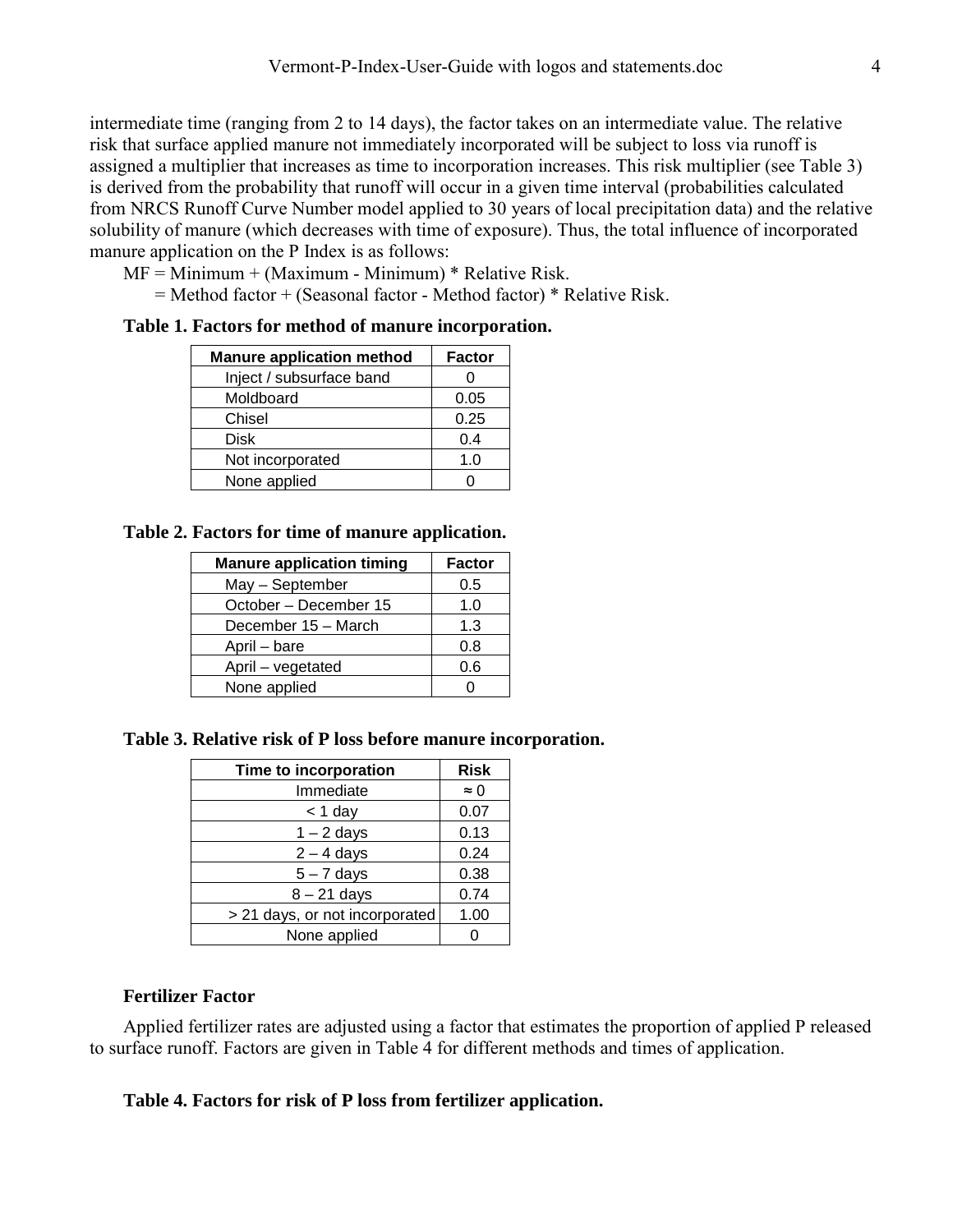intermediate time (ranging from 2 to 14 days), the factor takes on an intermediate value. The relative risk that surface applied manure not immediately incorporated will be subject to loss via runoff is assigned a multiplier that increases as time to incorporation increases. This risk multiplier (see Table 3) is derived from the probability that runoff will occur in a given time interval (probabilities calculated from NRCS Runoff Curve Number model applied to 30 years of local precipitation data) and the relative solubility of manure (which decreases with time of exposure). Thus, the total influence of incorporated manure application on the P Index is as follows:

MF = Minimum + (Maximum - Minimum) * Relative Risk.

= Method factor + (Seasonal factor - Method factor) * Relative Risk.

**Table 1. Factors for method of manure incorporation.**

| Manure application method | Factor |
|---|---|
| Inject / subsurface band | 0 |
| Moldboard | 0.05 |
| Chisel | 0.25 |
| Disk | 0.4 |
| Not incorporated | 1.0 |
| None applied | 0 |

**Table 2. Factors for time of manure application.**

| Manure application timing | Factor |
|---|---|
| May – September | 0.5 |
| October – December 15 | 1.0 |
| December 15 – March | 1.3 |
| April – bare | 0.8 |
| April – vegetated | 0.6 |
| None applied | 0 |

**Table 3. Relative risk of P loss before manure incorporation.**

| Time to incorporation | Risk |
|---|---|
| Immediate | ≈ 0 |
| < 1 day | 0.07 |
| 1 – 2 days | 0.13 |
| 2 – 4 days | 0.24 |
| 5 – 7 days | 0.38 |
| 8 – 21 days | 0.74 |
| > 21 days, or not incorporated | 1.00 |
| None applied | 0 |

### Fertilizer Factor

Applied fertilizer rates are adjusted using a factor that estimates the proportion of applied P released to surface runoff. Factors are given in Table 4 for different methods and times of application.

**Table 4. Factors for risk of P loss from fertilizer application.**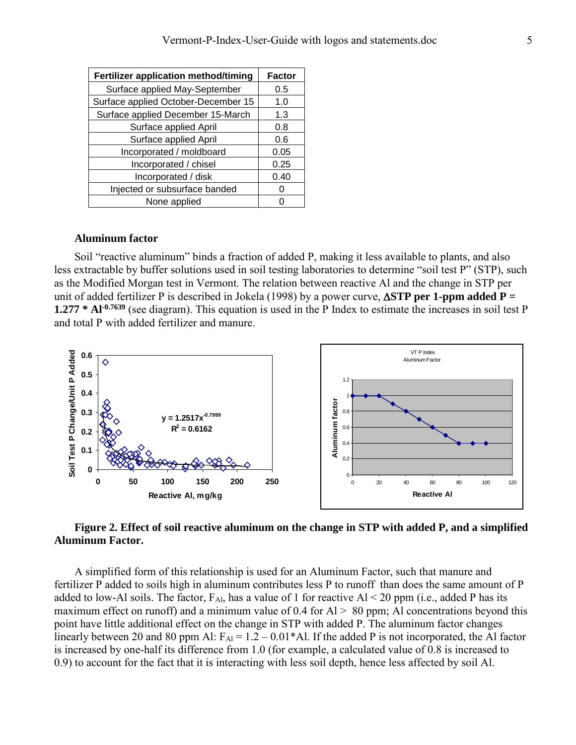| Fertilizer application method/timing | Factor |
|---|---|
| Surface applied May-September | 0.5 |
| Surface applied October-December 15 | 1.0 |
| Surface applied December 15-March | 1.3 |
| Surface applied April | 0.8 |
| Surface applied April | 0.6 |
| Incorporated / moldboard | 0.05 |
| Incorporated / chisel | 0.25 |
| Incorporated / disk | 0.40 |
| Injected or subsurface banded | 0 |
| None applied | 0 |

### Aluminum factor

Soil "reactive aluminum" binds a fraction of added P, making it less available to plants, and also less extractable by buffer solutions used in soil testing laboratories to determine "soil test P" (STP), such as the Modified Morgan test in Vermont. The relation between reactive Al and the change in STP per unit of added fertilizer P is described in Jokela (1998) by a power curve, **$\Delta$STP per 1-ppm added P = 1.277 * $Al^{-0.7639}$** (see diagram). This equation is used in the P Index to estimate the increases in soil test P and total P with added fertilizer and manure.

**Figure 2. Effect of soil reactive aluminum on the change in STP with added P, and a simplified Aluminum Factor.**

A simplified form of this relationship is used for an Aluminum Factor, such that manure and fertilizer P added to soils high in aluminum contributes less P to runoff than does the same amount of P added to low-Al soils. The factor, $F_{Al}$, has a value of 1 for reactive Al < 20 ppm (i.e., added P has its maximum effect on runoff) and a minimum value of 0.4 for Al > 80 ppm; Al concentrations beyond this point have little additional effect on the change in STP with added P. The aluminum factor changes linearly between 20 and 80 ppm Al: $F_{Al} = 1.2 - 0.01*Al$. If the added P is not incorporated, the Al factor is increased by one-half its difference from 1.0 (for example, a calculated value of 0.8 is increased to 0.9) to account for the fact that it is interacting with less soil depth, hence less affected by soil Al.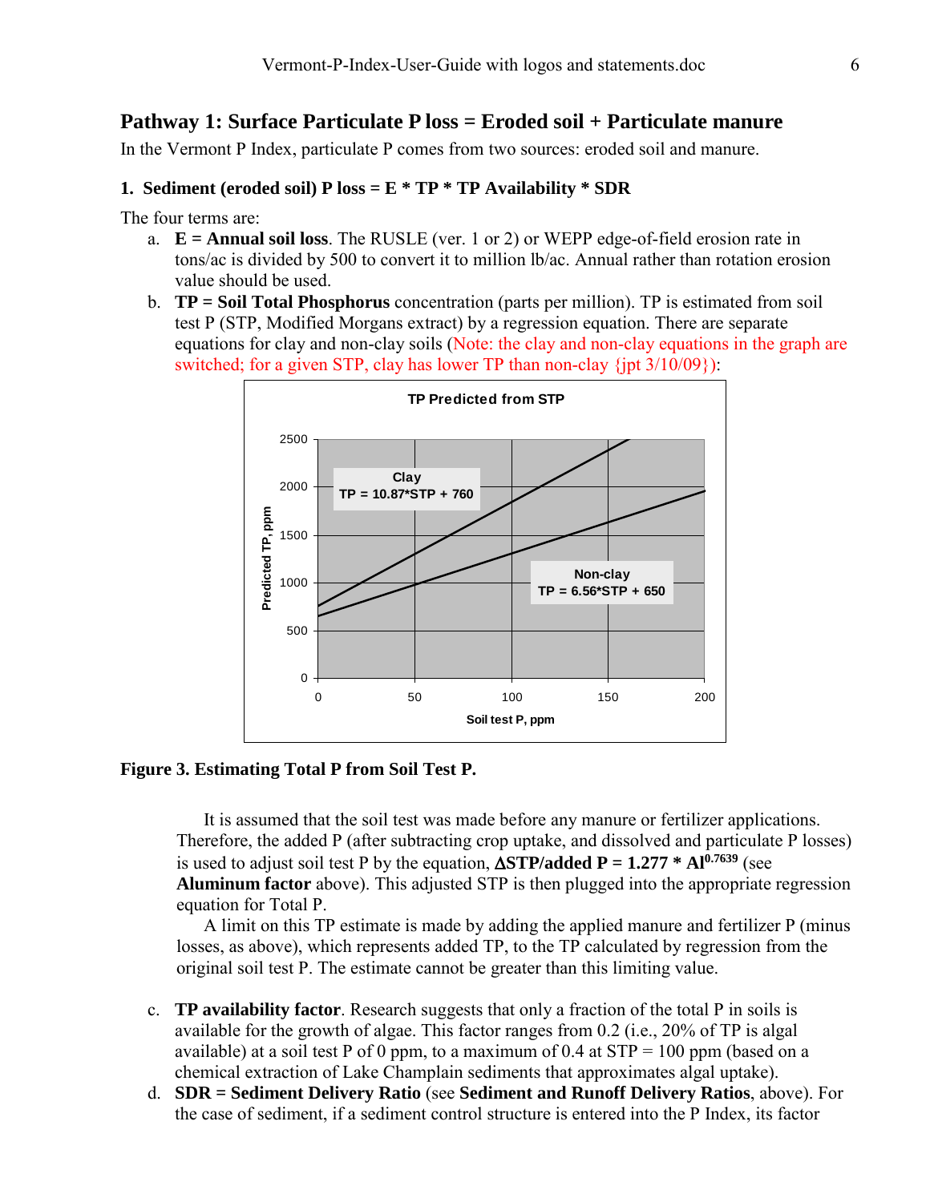## Pathway 1: Surface Particulate P loss = Eroded soil + Particulate manure

In the Vermont P Index, particulate P comes from two sources: eroded soil and manure.

### 1. Sediment (eroded soil) P loss = E * TP * TP Availability * SDR

The four terms are:

a. **E = Annual soil loss**. The RUSLE (ver. 1 or 2) or WEPP edge-of-field erosion rate in tons/ac is divided by 500 to convert it to million lb/ac. Annual rather than rotation erosion value should be used.

b. **TP = Soil Total Phosphorus** concentration (parts per million). TP is estimated from soil test P (STP, Modified Morgans extract) by a regression equation. There are separate equations for clay and non-clay soils (Note: the clay and non-clay equations in the graph are switched; for a given STP, clay has lower TP than non-clay {jpt 3/10/09}):

TP Predicted from STP

Clay: TP = 10.87*STP + 760

Non-clay: TP = 6.56*STP + 650

**Figure 3. Estimating Total P from Soil Test P.**

It is assumed that the soil test was made before any manure or fertilizer applications. Therefore, the added P (after subtracting crop uptake, and dissolved and particulate P losses) is used to adjust soil test P by the equation, **$\Delta$STP/added P = 1.277 * $Al^{0.7639}$** (see **Aluminum factor** above). This adjusted STP is then plugged into the appropriate regression equation for Total P.

A limit on this TP estimate is made by adding the applied manure and fertilizer P (minus losses, as above), which represents added TP, to the TP calculated by regression from the original soil test P. The estimate cannot be greater than this limiting value.

c. **TP availability factor**. Research suggests that only a fraction of the total P in soils is available for the growth of algae. This factor ranges from 0.2 (i.e., 20% of TP is algal available) at a soil test P of 0 ppm, to a maximum of 0.4 at STP = 100 ppm (based on a chemical extraction of Lake Champlain sediments that approximates algal uptake).

d. **SDR = Sediment Delivery Ratio** (see **Sediment and Runoff Delivery Ratios**, above). For the case of sediment, if a sediment control structure is entered into the P Index, its factor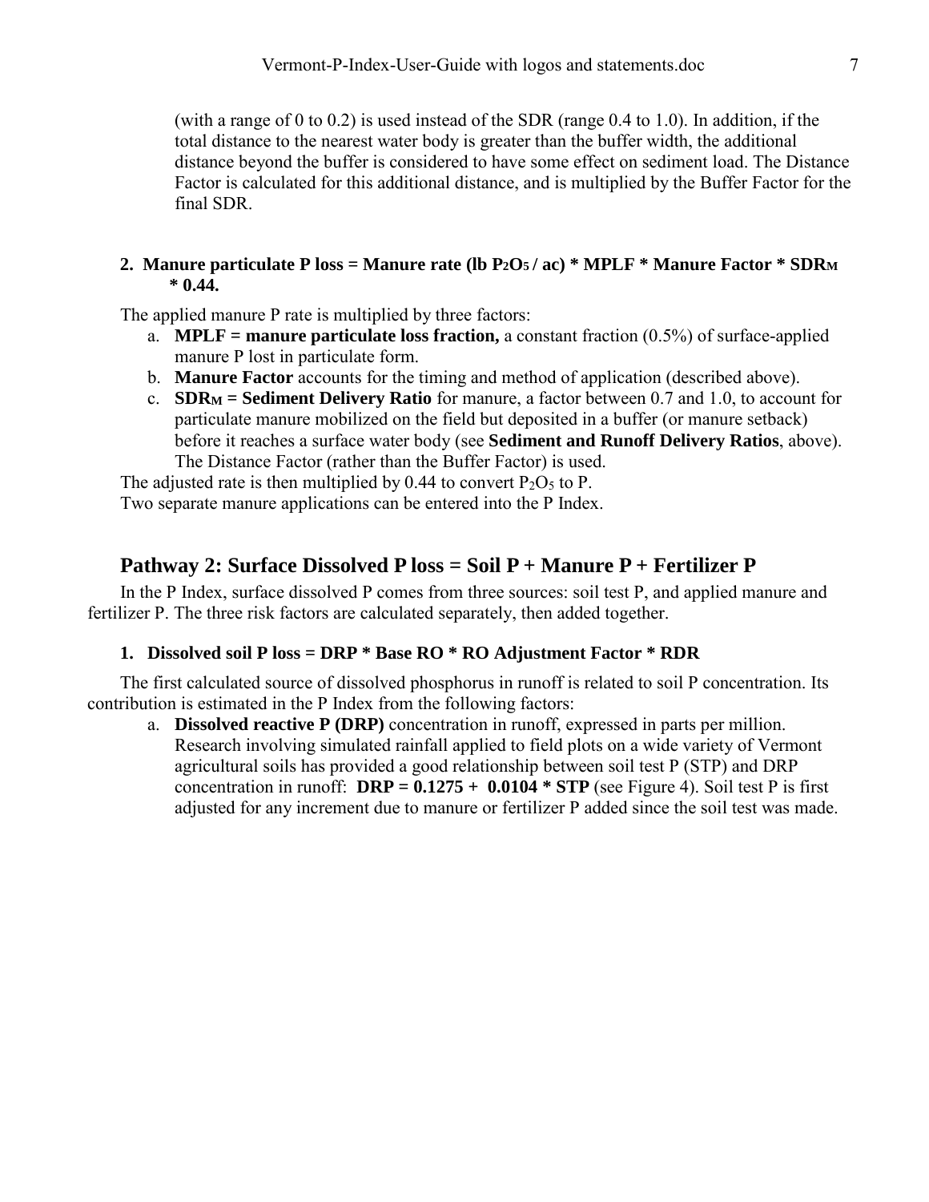(with a range of 0 to 0.2) is used instead of the SDR (range 0.4 to 1.0). In addition, if the total distance to the nearest water body is greater than the buffer width, the additional distance beyond the buffer is considered to have some effect on sediment load. The Distance Factor is calculated for this additional distance, and is multiplied by the Buffer Factor for the final SDR.

**2. Manure particulate P loss = Manure rate (lb $P_2O_5$ / ac) * MPLF * Manure Factor * $SDR_M$ * 0.44.**

The applied manure P rate is multiplied by three factors:

a. **MPLF = manure particulate loss fraction,** a constant fraction (0.5%) of surface-applied manure P lost in particulate form.
b. **Manure Factor** accounts for the timing and method of application (described above).
c. **$SDR_M$ = Sediment Delivery Ratio** for manure, a factor between 0.7 and 1.0, to account for particulate manure mobilized on the field but deposited in a buffer (or manure setback) before it reaches a surface water body (see **Sediment and Runoff Delivery Ratios**, above). The Distance Factor (rather than the Buffer Factor) is used.

The adjusted rate is then multiplied by 0.44 to convert $P_2O_5$ to P.
Two separate manure applications can be entered into the P Index.

## Pathway 2: Surface Dissolved P loss = Soil P + Manure P + Fertilizer P

In the P Index, surface dissolved P comes from three sources: soil test P, and applied manure and fertilizer P. The three risk factors are calculated separately, then added together.

**1. Dissolved soil P loss = DRP * Base RO * RO Adjustment Factor * RDR**

The first calculated source of dissolved phosphorus in runoff is related to soil P concentration. Its contribution is estimated in the P Index from the following factors:

a. **Dissolved reactive P (DRP)** concentration in runoff, expressed in parts per million. Research involving simulated rainfall applied to field plots on a wide variety of Vermont agricultural soils has provided a good relationship between soil test P (STP) and DRP concentration in runoff: **DRP = 0.1275 + 0.0104 * STP** (see Figure 4). Soil test P is first adjusted for any increment due to manure or fertilizer P added since the soil test was made.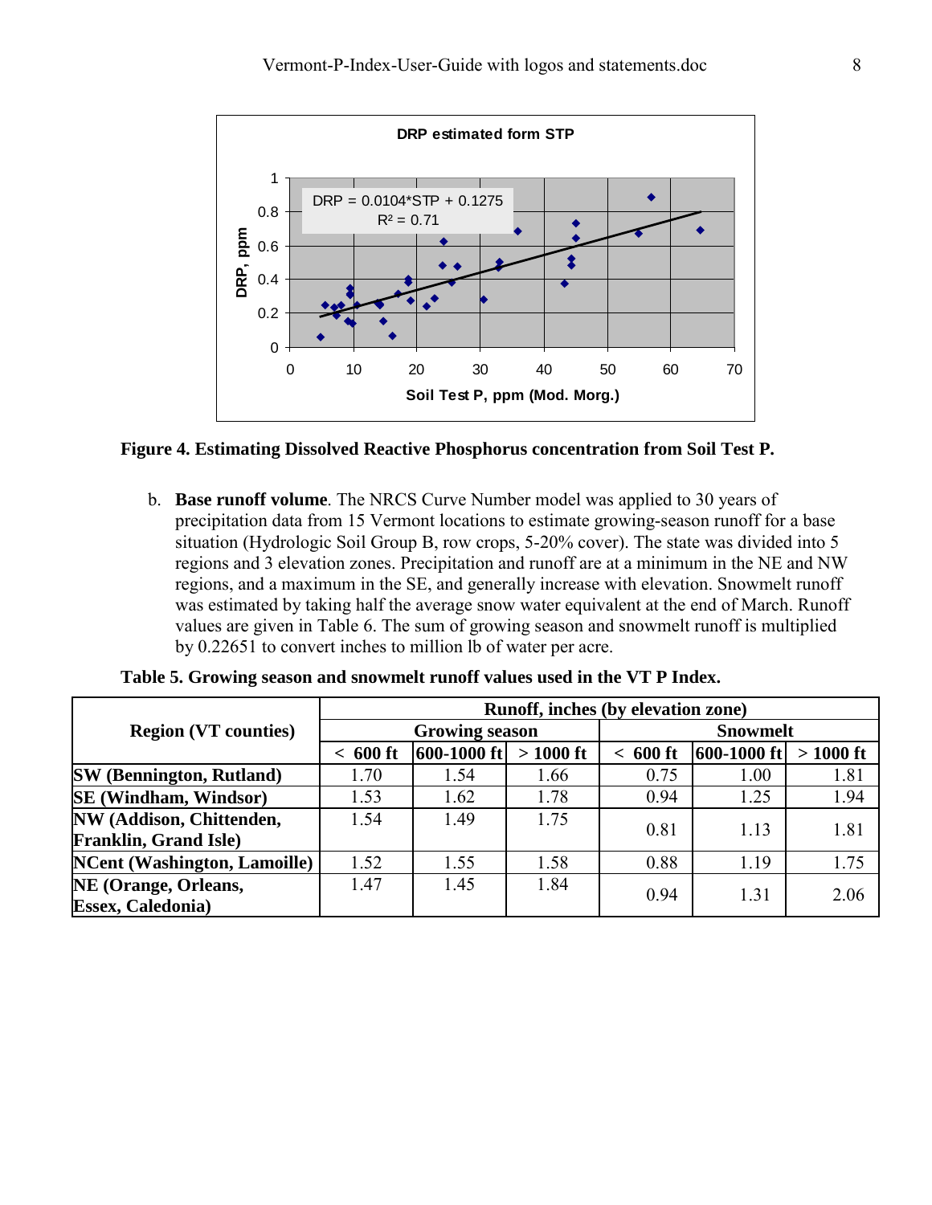**Figure 4. Estimating Dissolved Reactive Phosphorus concentration from Soil Test P.**

b. **Base runoff volume**. The NRCS Curve Number model was applied to 30 years of precipitation data from 15 Vermont locations to estimate growing-season runoff for a base situation (Hydrologic Soil Group B, row crops, 5-20% cover). The state was divided into 5 regions and 3 elevation zones. Precipitation and runoff are at a minimum in the NE and NW regions, and a maximum in the SE, and generally increase with elevation. Snowmelt runoff was estimated by taking half the average snow water equivalent at the end of March. Runoff values are given in Table 6. The sum of growing season and snowmelt runoff is multiplied by 0.22651 to convert inches to million lb of water per acre.

**Table 5. Growing season and snowmelt runoff values used in the VT P Index.**

| Region (VT counties) | Runoff, inches (by elevation zone) | | | | | |
|---|---|---|---|---|---|---|
| | Growing season | | | Snowmelt | | |
| | < 600 ft | 600-1000 ft | > 1000 ft | < 600 ft | 600-1000 ft | > 1000 ft |
| **SW (Bennington, Rutland)** | 1.70 | 1.54 | 1.66 | 0.75 | 1.00 | 1.81 |
| **SE (Windham, Windsor)** | 1.53 | 1.62 | 1.78 | 0.94 | 1.25 | 1.94 |
| **NW (Addison, Chittenden, Franklin, Grand Isle)** | 1.54 | 1.49 | 1.75 | 0.81 | 1.13 | 1.81 |
| **NCent (Washington, Lamoille)** | 1.52 | 1.55 | 1.58 | 0.88 | 1.19 | 1.75 |
| **NE (Orange, Orleans, Essex, Caledonia)** | 1.47 | 1.45 | 1.84 | 0.94 | 1.31 | 2.06 |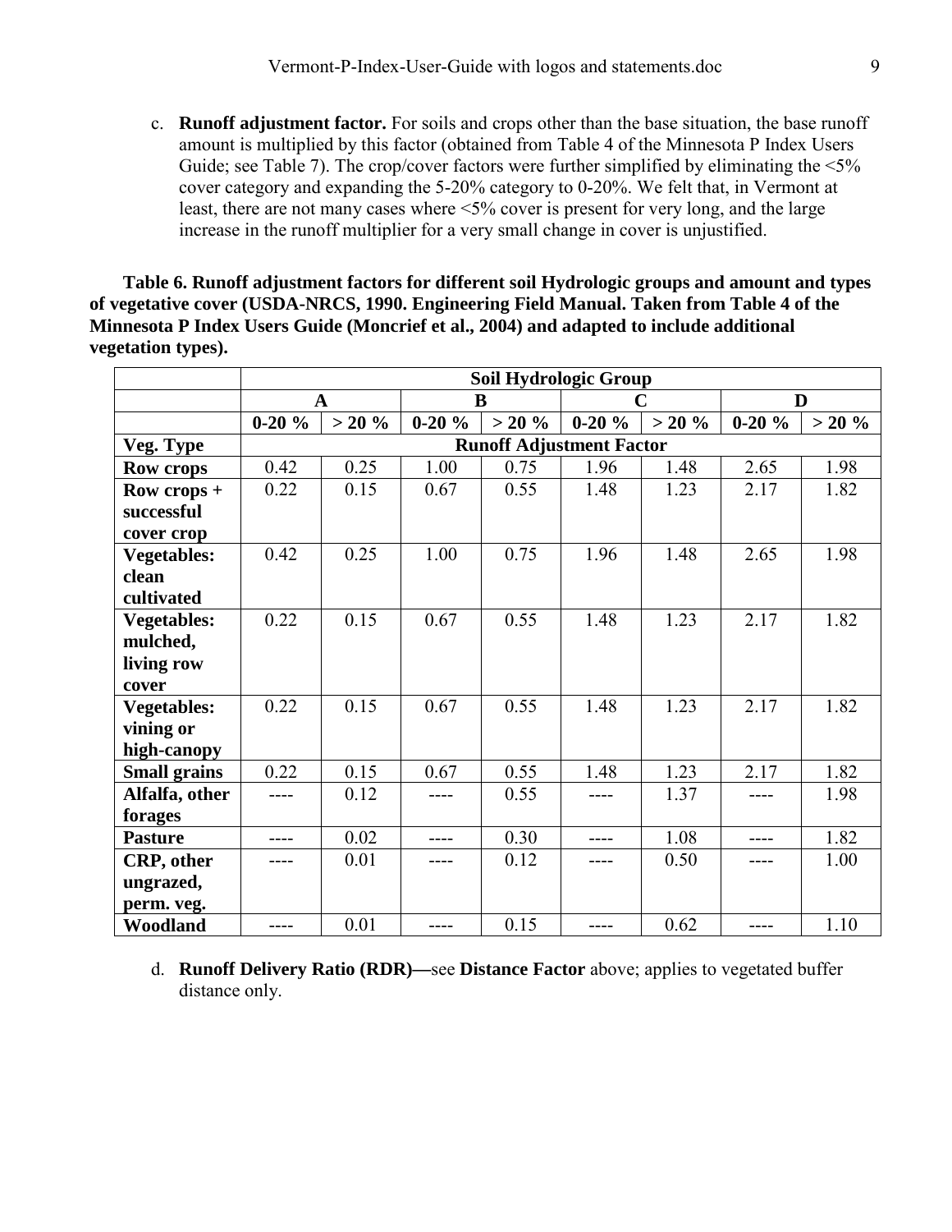c. **Runoff adjustment factor.** For soils and crops other than the base situation, the base runoff amount is multiplied by this factor (obtained from Table 4 of the Minnesota P Index Users Guide; see Table 7). The crop/cover factors were further simplified by eliminating the <5% cover category and expanding the 5-20% category to 0-20%. We felt that, in Vermont at least, there are not many cases where <5% cover is present for very long, and the large increase in the runoff multiplier for a very small change in cover is unjustified.

**Table 6. Runoff adjustment factors for different soil Hydrologic groups and amount and types of vegetative cover (USDA-NRCS, 1990. Engineering Field Manual. Taken from Table 4 of the Minnesota P Index Users Guide (Moncrief et al., 2004) and adapted to include additional vegetation types).**

| | **Soil Hydrologic Group** | | | | | | | |
|---|---|---|---|---|---|---|---|---|
| | **A** | | **B** | | **C** | | **D** | |
| | **0-20 %** | **> 20 %** | **0-20 %** | **> 20 %** | **0-20 %** | **> 20 %** | **0-20 %** | **> 20 %** |
| **Veg. Type** | **Runoff Adjustment Factor** | | | | | | | |
| **Row crops** | 0.42 | 0.25 | 1.00 | 0.75 | 1.96 | 1.48 | 2.65 | 1.98 |
| **Row crops + successful cover crop** | 0.22 | 0.15 | 0.67 | 0.55 | 1.48 | 1.23 | 2.17 | 1.82 |
| **Vegetables: clean cultivated** | 0.42 | 0.25 | 1.00 | 0.75 | 1.96 | 1.48 | 2.65 | 1.98 |
| **Vegetables: mulched, living row cover** | 0.22 | 0.15 | 0.67 | 0.55 | 1.48 | 1.23 | 2.17 | 1.82 |
| **Vegetables: vining or high-canopy** | 0.22 | 0.15 | 0.67 | 0.55 | 1.48 | 1.23 | 2.17 | 1.82 |
| **Small grains** | 0.22 | 0.15 | 0.67 | 0.55 | 1.48 | 1.23 | 2.17 | 1.82 |
| **Alfalfa, other forages** | ---- | 0.12 | ---- | 0.55 | ---- | 1.37 | ---- | 1.98 |
| **Pasture** | ---- | 0.02 | ---- | 0.30 | ---- | 1.08 | ---- | 1.82 |
| **CRP, other ungrazed, perm. veg.** | ---- | 0.01 | ---- | 0.12 | ---- | 0.50 | ---- | 1.00 |
| **Woodland** | ---- | 0.01 | ---- | 0.15 | ---- | 0.62 | ---- | 1.10 |

d. **Runoff Delivery Ratio (RDR)—**see **Distance Factor** above; applies to vegetated buffer distance only.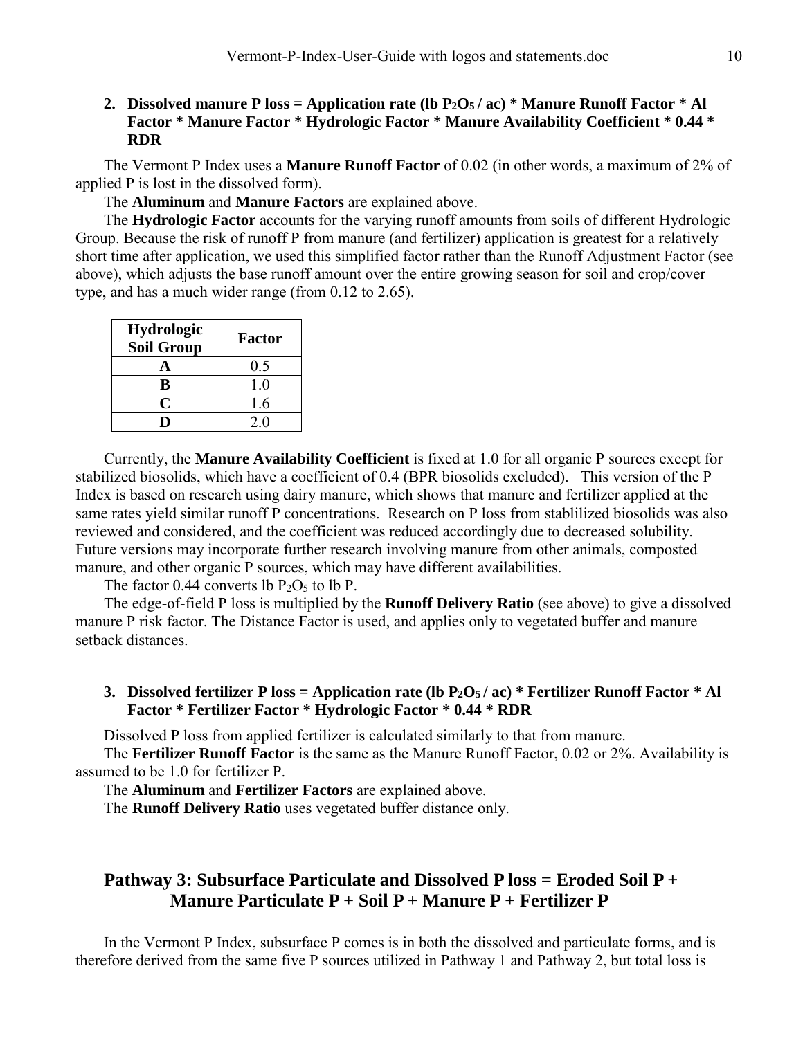**2. Dissolved manure P loss = Application rate (lb $P_2O_5$ / ac) * Manure Runoff Factor * Al Factor * Manure Factor * Hydrologic Factor * Manure Availability Coefficient * 0.44 * RDR**

The Vermont P Index uses a **Manure Runoff Factor** of 0.02 (in other words, a maximum of 2% of applied P is lost in the dissolved form).

The **Aluminum** and **Manure Factors** are explained above.

The **Hydrologic Factor** accounts for the varying runoff amounts from soils of different Hydrologic Group. Because the risk of runoff P from manure (and fertilizer) application is greatest for a relatively short time after application, we used this simplified factor rather than the Runoff Adjustment Factor (see above), which adjusts the base runoff amount over the entire growing season for soil and crop/cover type, and has a much wider range (from 0.12 to 2.65).

| Hydrologic Soil Group | Factor |
|---|---|
| A | 0.5 |
| B | 1.0 |
| C | 1.6 |
| D | 2.0 |

Currently, the **Manure Availability Coefficient** is fixed at 1.0 for all organic P sources except for stabilized biosolids, which have a coefficient of 0.4 (BPR biosolids excluded). This version of the P Index is based on research using dairy manure, which shows that manure and fertilizer applied at the same rates yield similar runoff P concentrations. Research on P loss from stablilized biosolids was also reviewed and considered, and the coefficient was reduced accordingly due to decreased solubility. Future versions may incorporate further research involving manure from other animals, composted manure, and other organic P sources, which may have different availabilities.

The factor 0.44 converts lb $P_2O_5$ to lb P.

The edge-of-field P loss is multiplied by the **Runoff Delivery Ratio** (see above) to give a dissolved manure P risk factor. The Distance Factor is used, and applies only to vegetated buffer and manure setback distances.

**3. Dissolved fertilizer P loss = Application rate (lb $P_2O_5$ / ac) * Fertilizer Runoff Factor * Al Factor * Fertilizer Factor * Hydrologic Factor * 0.44 * RDR**

Dissolved P loss from applied fertilizer is calculated similarly to that from manure.

The **Fertilizer Runoff Factor** is the same as the Manure Runoff Factor, 0.02 or 2%. Availability is assumed to be 1.0 for fertilizer P.

The **Aluminum** and **Fertilizer Factors** are explained above.

The **Runoff Delivery Ratio** uses vegetated buffer distance only.

## Pathway 3: Subsurface Particulate and Dissolved P loss = Eroded Soil P + Manure Particulate P + Soil P + Manure P + Fertilizer P

In the Vermont P Index, subsurface P comes is in both the dissolved and particulate forms, and is therefore derived from the same five P sources utilized in Pathway 1 and Pathway 2, but total loss is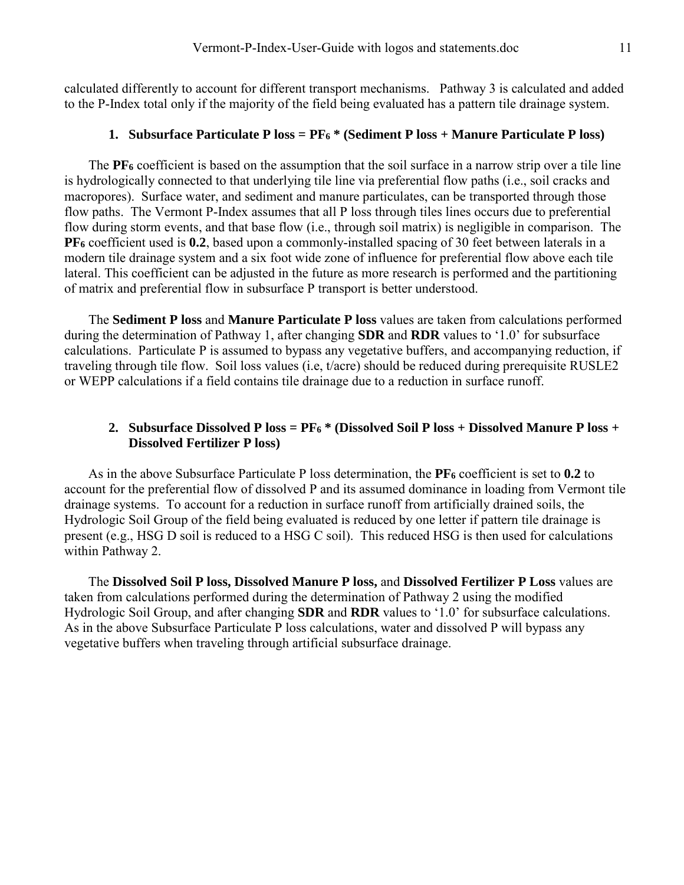calculated differently to account for different transport mechanisms. Pathway 3 is calculated and added to the P-Index total only if the majority of the field being evaluated has a pattern tile drainage system.

1. **Subsurface Particulate P loss = $PF_6$ * (Sediment P loss + Manure Particulate P loss)**

The **$PF_6$** coefficient is based on the assumption that the soil surface in a narrow strip over a tile line is hydrologically connected to that underlying tile line via preferential flow paths (i.e., soil cracks and macropores). Surface water, and sediment and manure particulates, can be transported through those flow paths. The Vermont P-Index assumes that all P loss through tiles lines occurs due to preferential flow during storm events, and that base flow (i.e., through soil matrix) is negligible in comparison. The **$PF_6$** coefficient used is **0.2**, based upon a commonly-installed spacing of 30 feet between laterals in a modern tile drainage system and a six foot wide zone of influence for preferential flow above each tile lateral. This coefficient can be adjusted in the future as more research is performed and the partitioning of matrix and preferential flow in subsurface P transport is better understood.

The **Sediment P loss** and **Manure Particulate P loss** values are taken from calculations performed during the determination of Pathway 1, after changing **SDR** and **RDR** values to '1.0' for subsurface calculations. Particulate P is assumed to bypass any vegetative buffers, and accompanying reduction, if traveling through tile flow. Soil loss values (i.e, t/acre) should be reduced during prerequisite RUSLE2 or WEPP calculations if a field contains tile drainage due to a reduction in surface runoff.

2. **Subsurface Dissolved P loss = $PF_6$ * (Dissolved Soil P loss + Dissolved Manure P loss + Dissolved Fertilizer P loss)**

As in the above Subsurface Particulate P loss determination, the **$PF_6$** coefficient is set to **0.2** to account for the preferential flow of dissolved P and its assumed dominance in loading from Vermont tile drainage systems. To account for a reduction in surface runoff from artificially drained soils, the Hydrologic Soil Group of the field being evaluated is reduced by one letter if pattern tile drainage is present (e.g., HSG D soil is reduced to a HSG C soil). This reduced HSG is then used for calculations within Pathway 2.

The **Dissolved Soil P loss, Dissolved Manure P loss,** and **Dissolved Fertilizer P Loss** values are taken from calculations performed during the determination of Pathway 2 using the modified Hydrologic Soil Group, and after changing **SDR** and **RDR** values to '1.0' for subsurface calculations. As in the above Subsurface Particulate P loss calculations, water and dissolved P will bypass any vegetative buffers when traveling through artificial subsurface drainage.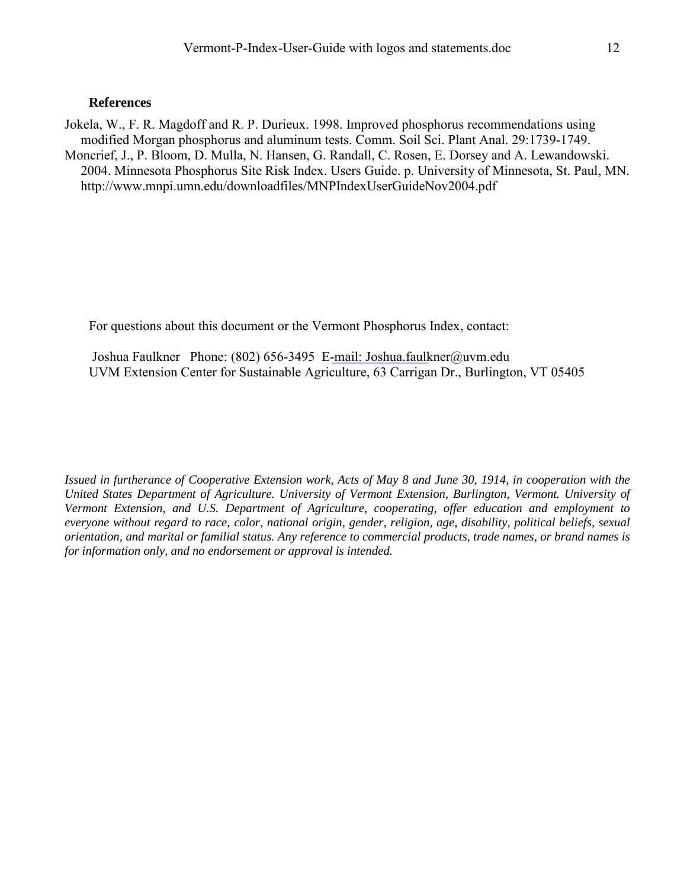### References

Jokela, W., F. R. Magdoff and R. P. Durieux. 1998. Improved phosphorus recommendations using modified Morgan phosphorus and aluminum tests. Comm. Soil Sci. Plant Anal. 29:1739-1749.

Moncrief, J., P. Bloom, D. Mulla, N. Hansen, G. Randall, C. Rosen, E. Dorsey and A. Lewandowski. 2004. Minnesota Phosphorus Site Risk Index. Users Guide. p. University of Minnesota, St. Paul, MN. http://www.mnpi.umn.edu/downloadfiles/MNPIndexUserGuideNov2004.pdf

For questions about this document or the Vermont Phosphorus Index, contact:

Joshua Faulkner Phone: (802) 656-3495 E-mail: Joshua.faulkner@uvm.edu
UVM Extension Center for Sustainable Agriculture, 63 Carrigan Dr., Burlington, VT 05405

*Issued in furtherance of Cooperative Extension work, Acts of May 8 and June 30, 1914, in cooperation with the United States Department of Agriculture. University of Vermont Extension, Burlington, Vermont. University of Vermont Extension, and U.S. Department of Agriculture, cooperating, offer education and employment to everyone without regard to race, color, national origin, gender, religion, age, disability, political beliefs, sexual orientation, and marital or familial status. Any reference to commercial products, trade names, or brand names is for information only, and no endorsement or approval is intended.*